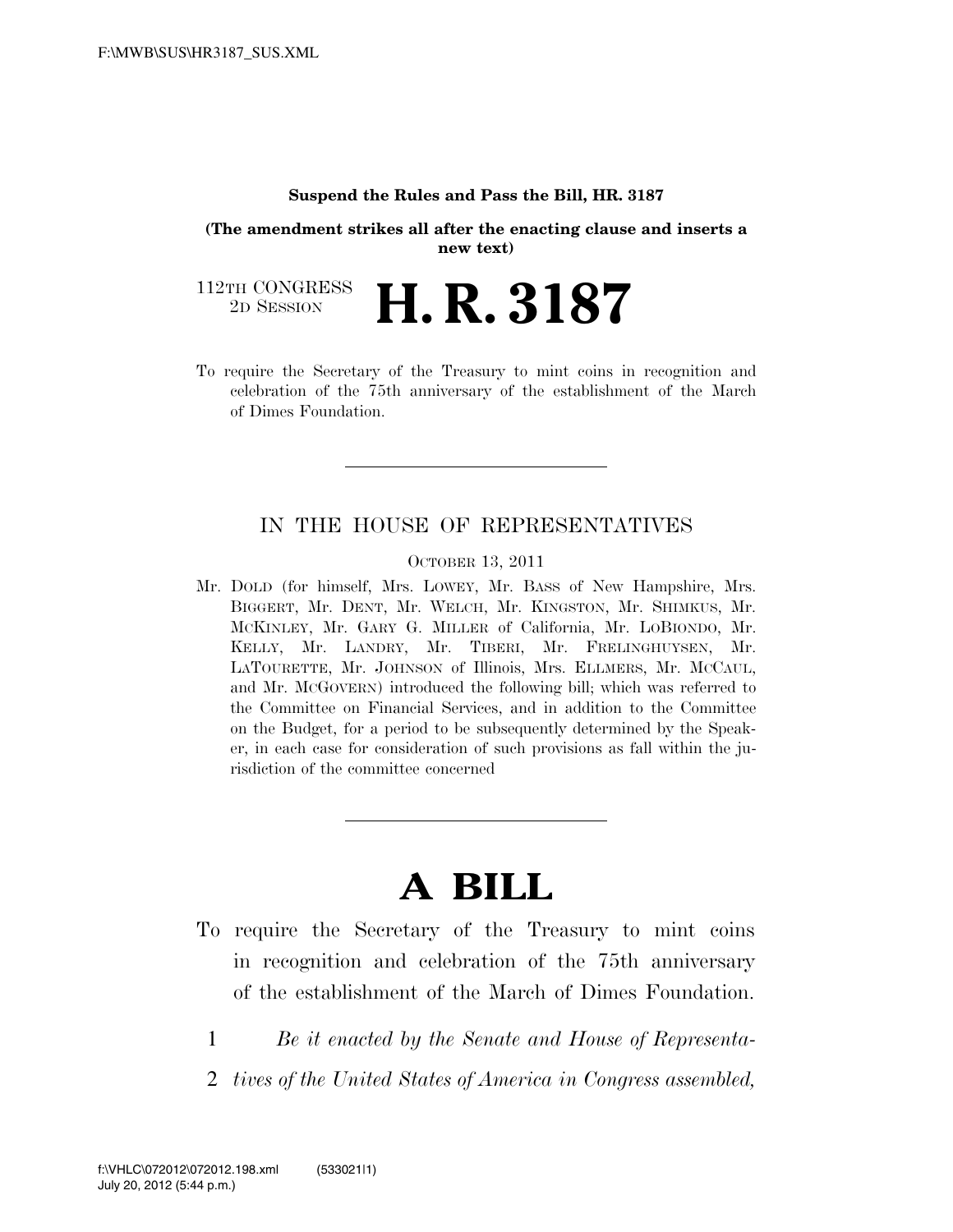**Suspend the Rules and Pass the Bill, HR. 3187**

**(The amendment strikes all after the enacting clause and inserts a new text)**

112TH CONGRESS
2D SESSION

# H. R. 3187

To require the Secretary of the Treasury to mint coins in recognition and celebration of the 75th anniversary of the establishment of the March of Dimes Foundation.

---

IN THE HOUSE OF REPRESENTATIVES

OCTOBER 13, 2011

Mr. DOLD (for himself, Mrs. LOWEY, Mr. BASS of New Hampshire, Mrs. BIGGERT, Mr. DENT, Mr. WELCH, Mr. KINGSTON, Mr. SHIMKUS, Mr. MCKINLEY, Mr. GARY G. MILLER of California, Mr. LOBIONDO, Mr. KELLY, Mr. LANDRY, Mr. TIBERI, Mr. FRELINGHUYSEN, Mr. LATOURETTE, Mr. JOHNSON of Illinois, Mrs. ELLMERS, Mr. MCCAUL, and Mr. MCGOVERN) introduced the following bill; which was referred to the Committee on Financial Services, and in addition to the Committee on the Budget, for a period to be subsequently determined by the Speaker, in each case for consideration of such provisions as fall within the jurisdiction of the committee concerned

---

# A BILL

To require the Secretary of the Treasury to mint coins in recognition and celebration of the 75th anniversary of the establishment of the March of Dimes Foundation.

1 *Be it enacted by the Senate and House of Representa-*
2 *tives of the United States of America in Congress assembled,*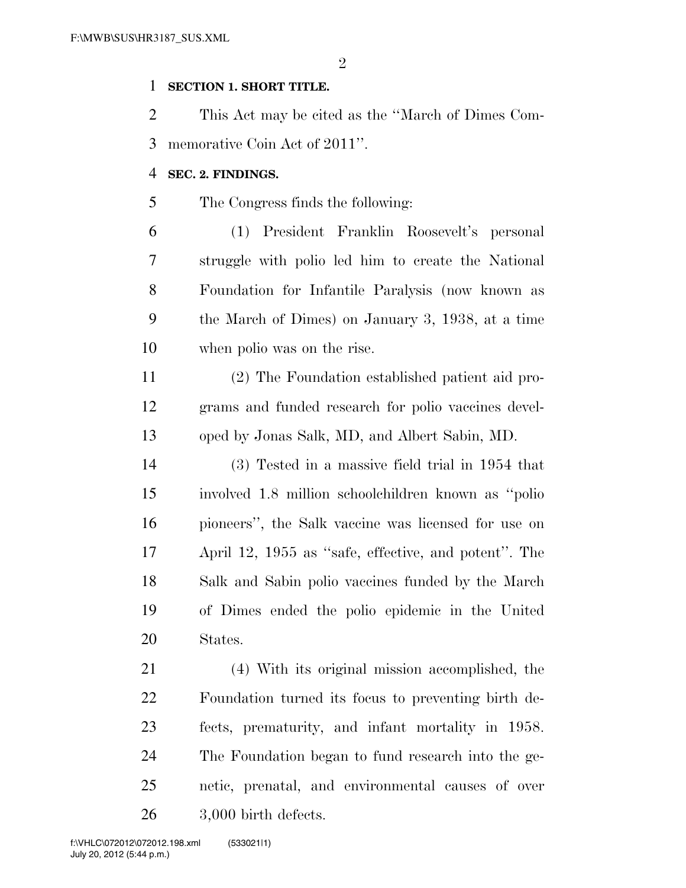**SECTION 1. SHORT TITLE.**

This Act may be cited as the ''March of Dimes Commemorative Coin Act of 2011''.

**SEC. 2. FINDINGS.**

The Congress finds the following:

(1) President Franklin Roosevelt's personal struggle with polio led him to create the National Foundation for Infantile Paralysis (now known as the March of Dimes) on January 3, 1938, at a time when polio was on the rise.

(2) The Foundation established patient aid programs and funded research for polio vaccines developed by Jonas Salk, MD, and Albert Sabin, MD.

(3) Tested in a massive field trial in 1954 that involved 1.8 million schoolchildren known as ''polio pioneers'', the Salk vaccine was licensed for use on April 12, 1955 as ''safe, effective, and potent''. The Salk and Sabin polio vaccines funded by the March of Dimes ended the polio epidemic in the United States.

(4) With its original mission accomplished, the Foundation turned its focus to preventing birth defects, prematurity, and infant mortality in 1958. The Foundation began to fund research into the genetic, prenatal, and environmental causes of over 3,000 birth defects.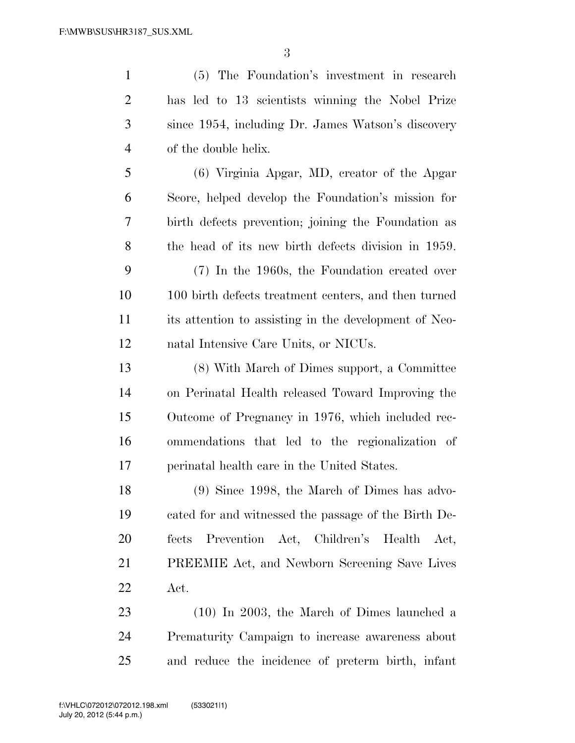(5) The Foundation's investment in research has led to 13 scientists winning the Nobel Prize since 1954, including Dr. James Watson's discovery of the double helix.

(6) Virginia Apgar, MD, creator of the Apgar Score, helped develop the Foundation's mission for birth defects prevention; joining the Foundation as the head of its new birth defects division in 1959.

(7) In the 1960s, the Foundation created over 100 birth defects treatment centers, and then turned its attention to assisting in the development of Neonatal Intensive Care Units, or NICUs.

(8) With March of Dimes support, a Committee on Perinatal Health released Toward Improving the Outcome of Pregnancy in 1976, which included recommendations that led to the regionalization of perinatal health care in the United States.

(9) Since 1998, the March of Dimes has advocated for and witnessed the passage of the Birth Defects Prevention Act, Children's Health Act, PREEMIE Act, and Newborn Screening Save Lives Act.

(10) In 2003, the March of Dimes launched a Prematurity Campaign to increase awareness about and reduce the incidence of preterm birth, infant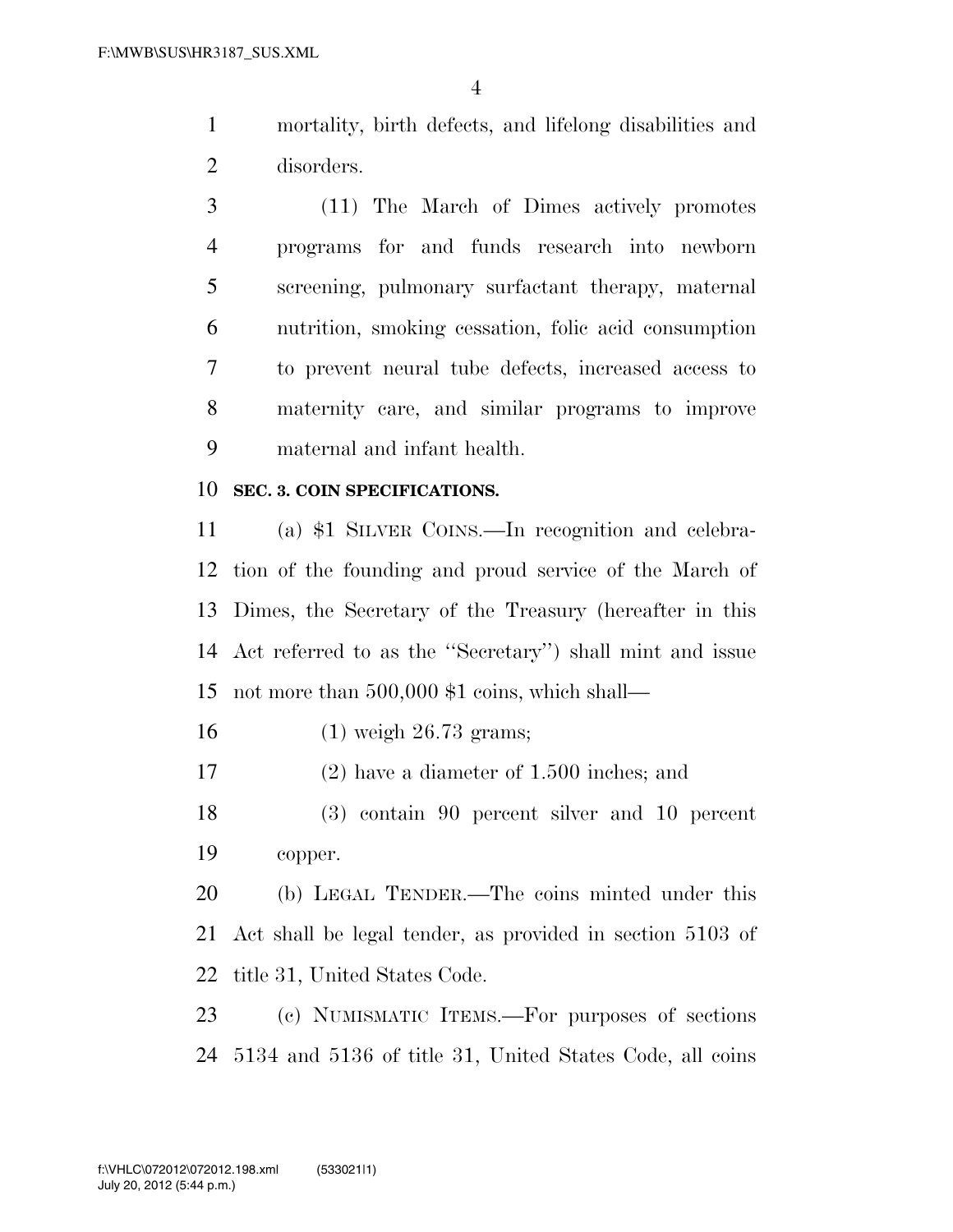mortality, birth defects, and lifelong disabilities and disorders.

(11) The March of Dimes actively promotes programs for and funds research into newborn screening, pulmonary surfactant therapy, maternal nutrition, smoking cessation, folic acid consumption to prevent neural tube defects, increased access to maternity care, and similar programs to improve maternal and infant health.

**SEC. 3. COIN SPECIFICATIONS.**

(a) $1 SILVER COINS.—In recognition and celebration of the founding and proud service of the March of Dimes, the Secretary of the Treasury (hereafter in this Act referred to as the ''Secretary'') shall mint and issue not more than 500,000 $1 coins, which shall—

(1) weigh 26.73 grams;

(2) have a diameter of 1.500 inches; and

(3) contain 90 percent silver and 10 percent copper.

(b) LEGAL TENDER.—The coins minted under this Act shall be legal tender, as provided in section 5103 of title 31, United States Code.

(c) NUMISMATIC ITEMS.—For purposes of sections 5134 and 5136 of title 31, United States Code, all coins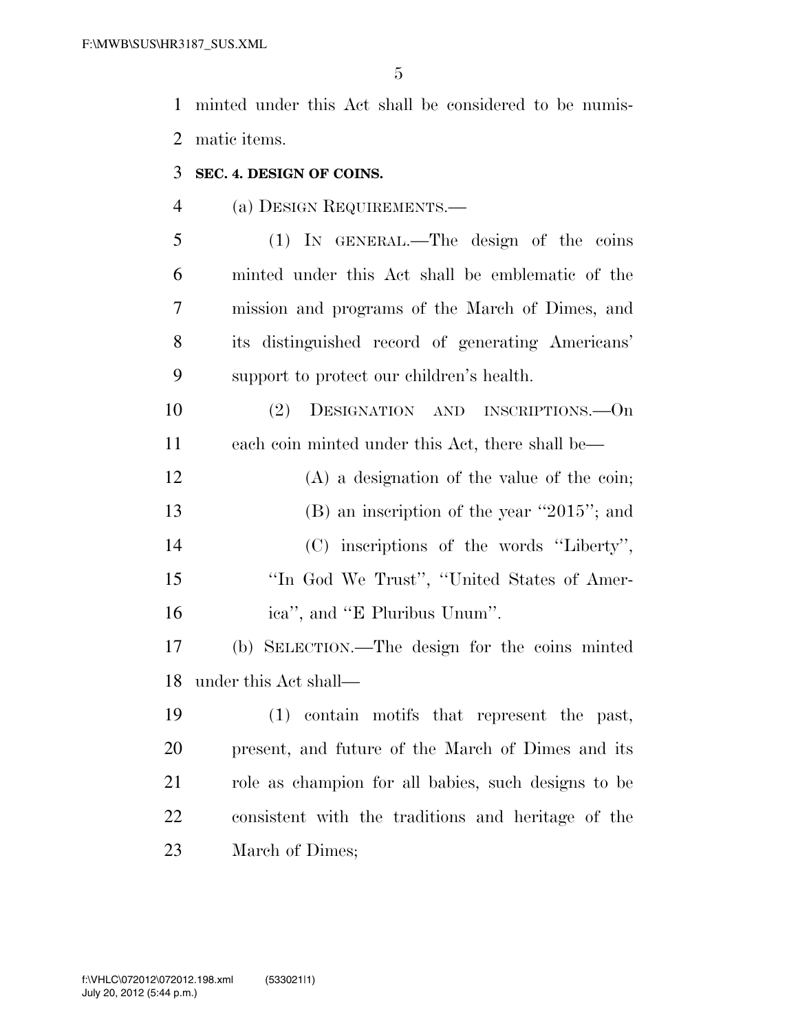minted under this Act shall be considered to be numismatic items.

**SEC. 4. DESIGN OF COINS.**

(a) DESIGN REQUIREMENTS.—

(1) IN GENERAL.—The design of the coins minted under this Act shall be emblematic of the mission and programs of the March of Dimes, and its distinguished record of generating Americans' support to protect our children's health.

(2) DESIGNATION AND INSCRIPTIONS.—On each coin minted under this Act, there shall be—

(A) a designation of the value of the coin;

(B) an inscription of the year ''2015''; and

(C) inscriptions of the words ''Liberty'', ''In God We Trust'', ''United States of America'', and ''E Pluribus Unum''.

(b) SELECTION.—The design for the coins minted under this Act shall—

(1) contain motifs that represent the past, present, and future of the March of Dimes and its role as champion for all babies, such designs to be consistent with the traditions and heritage of the March of Dimes;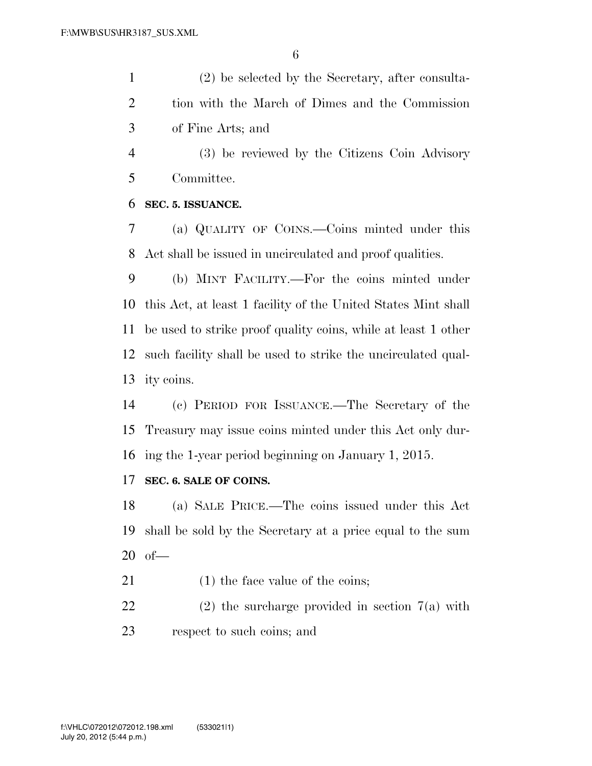(2) be selected by the Secretary, after consultation with the March of Dimes and the Commission of Fine Arts; and

(3) be reviewed by the Citizens Coin Advisory Committee.

**SEC. 5. ISSUANCE.**

(a) QUALITY OF COINS.—Coins minted under this Act shall be issued in uncirculated and proof qualities.

(b) MINT FACILITY.—For the coins minted under this Act, at least 1 facility of the United States Mint shall be used to strike proof quality coins, while at least 1 other such facility shall be used to strike the uncirculated quality coins.

(c) PERIOD FOR ISSUANCE.—The Secretary of the Treasury may issue coins minted under this Act only during the 1-year period beginning on January 1, 2015.

**SEC. 6. SALE OF COINS.**

(a) SALE PRICE.—The coins issued under this Act shall be sold by the Secretary at a price equal to the sum of—

(1) the face value of the coins;

(2) the surcharge provided in section 7(a) with respect to such coins; and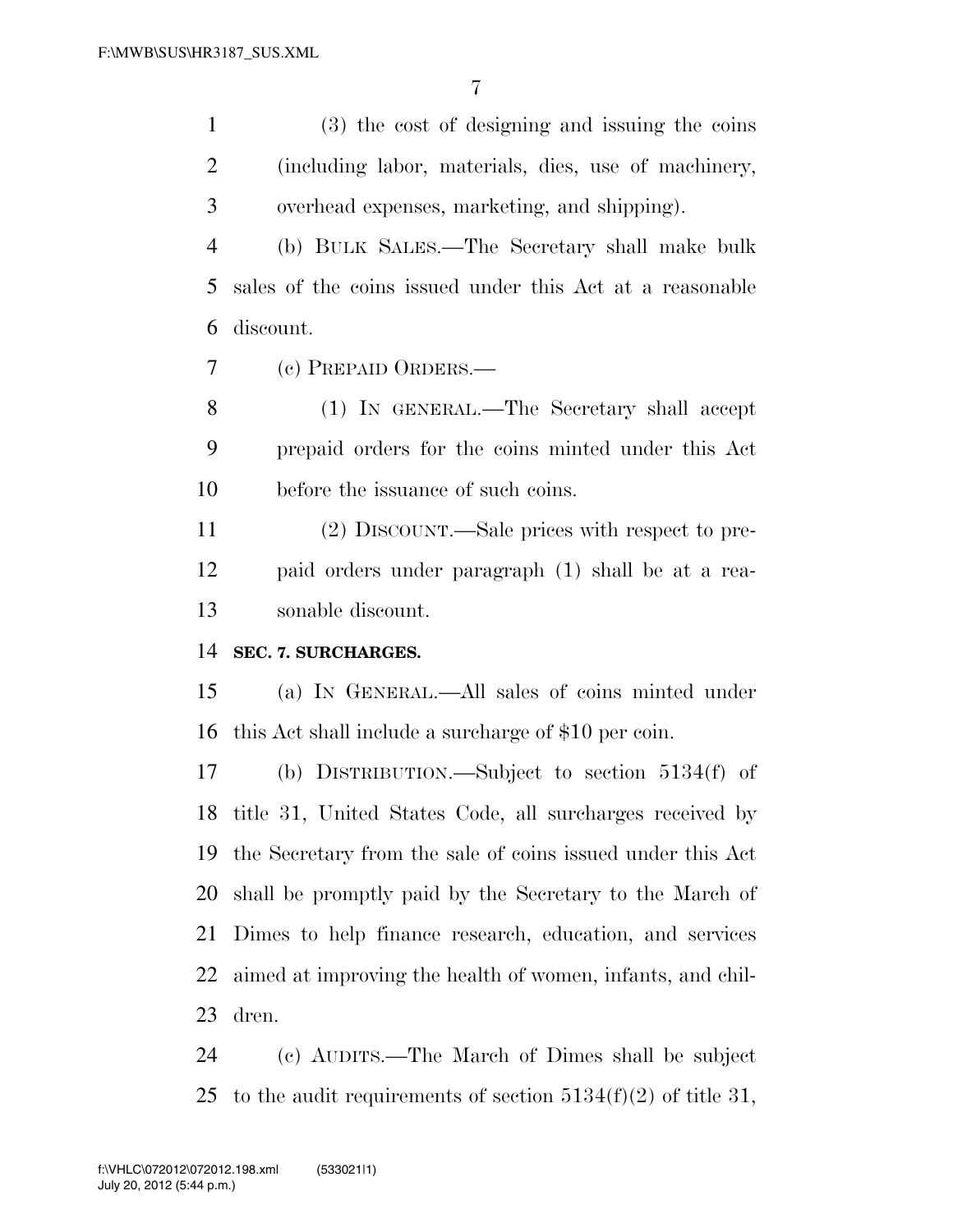(3) the cost of designing and issuing the coins (including labor, materials, dies, use of machinery, overhead expenses, marketing, and shipping).

(b) BULK SALES.—The Secretary shall make bulk sales of the coins issued under this Act at a reasonable discount.

(c) PREPAID ORDERS.—

(1) IN GENERAL.—The Secretary shall accept prepaid orders for the coins minted under this Act before the issuance of such coins.

(2) DISCOUNT.—Sale prices with respect to prepaid orders under paragraph (1) shall be at a reasonable discount.

**SEC. 7. SURCHARGES.**

(a) IN GENERAL.—All sales of coins minted under this Act shall include a surcharge of $10 per coin.

(b) DISTRIBUTION.—Subject to section 5134(f) of title 31, United States Code, all surcharges received by the Secretary from the sale of coins issued under this Act shall be promptly paid by the Secretary to the March of Dimes to help finance research, education, and services aimed at improving the health of women, infants, and children.

(c) AUDITS.—The March of Dimes shall be subject to the audit requirements of section 5134(f)(2) of title 31,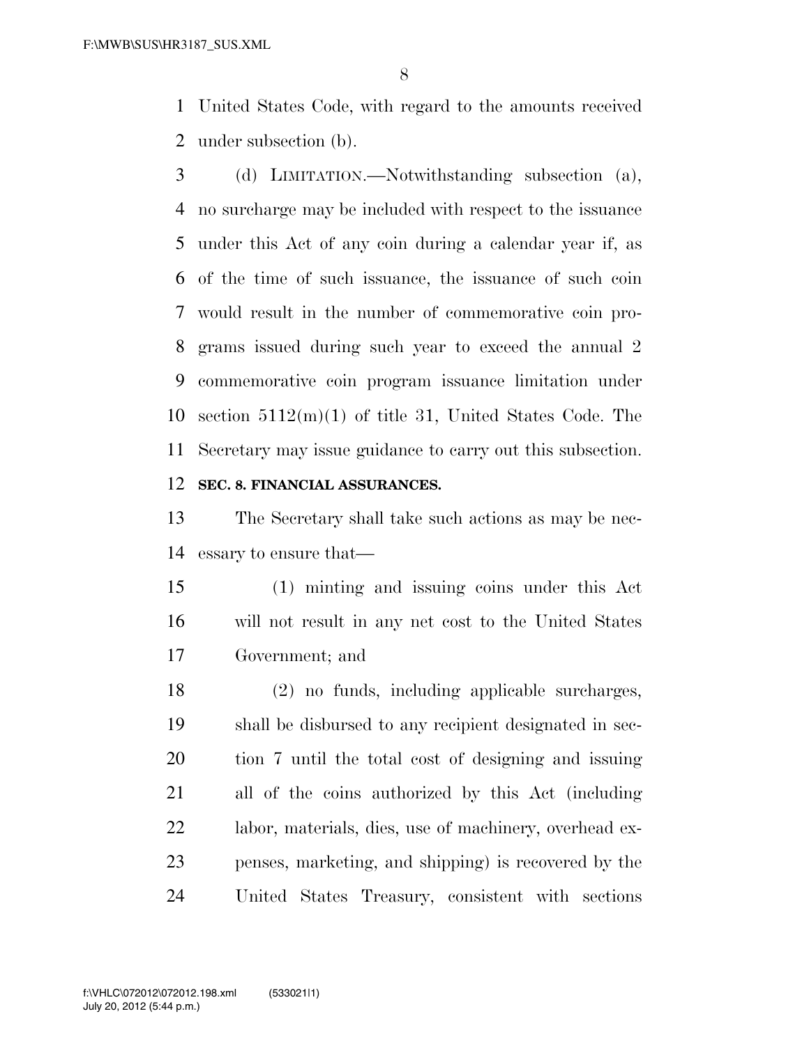United States Code, with regard to the amounts received under subsection (b).

(d) LIMITATION.—Notwithstanding subsection (a), no surcharge may be included with respect to the issuance under this Act of any coin during a calendar year if, as of the time of such issuance, the issuance of such coin would result in the number of commemorative coin programs issued during such year to exceed the annual 2 commemorative coin program issuance limitation under section 5112(m)(1) of title 31, United States Code. The Secretary may issue guidance to carry out this subsection.

**SEC. 8. FINANCIAL ASSURANCES.**

The Secretary shall take such actions as may be necessary to ensure that—

(1) minting and issuing coins under this Act will not result in any net cost to the United States Government; and

(2) no funds, including applicable surcharges, shall be disbursed to any recipient designated in section 7 until the total cost of designing and issuing all of the coins authorized by this Act (including labor, materials, dies, use of machinery, overhead expenses, marketing, and shipping) is recovered by the United States Treasury, consistent with sections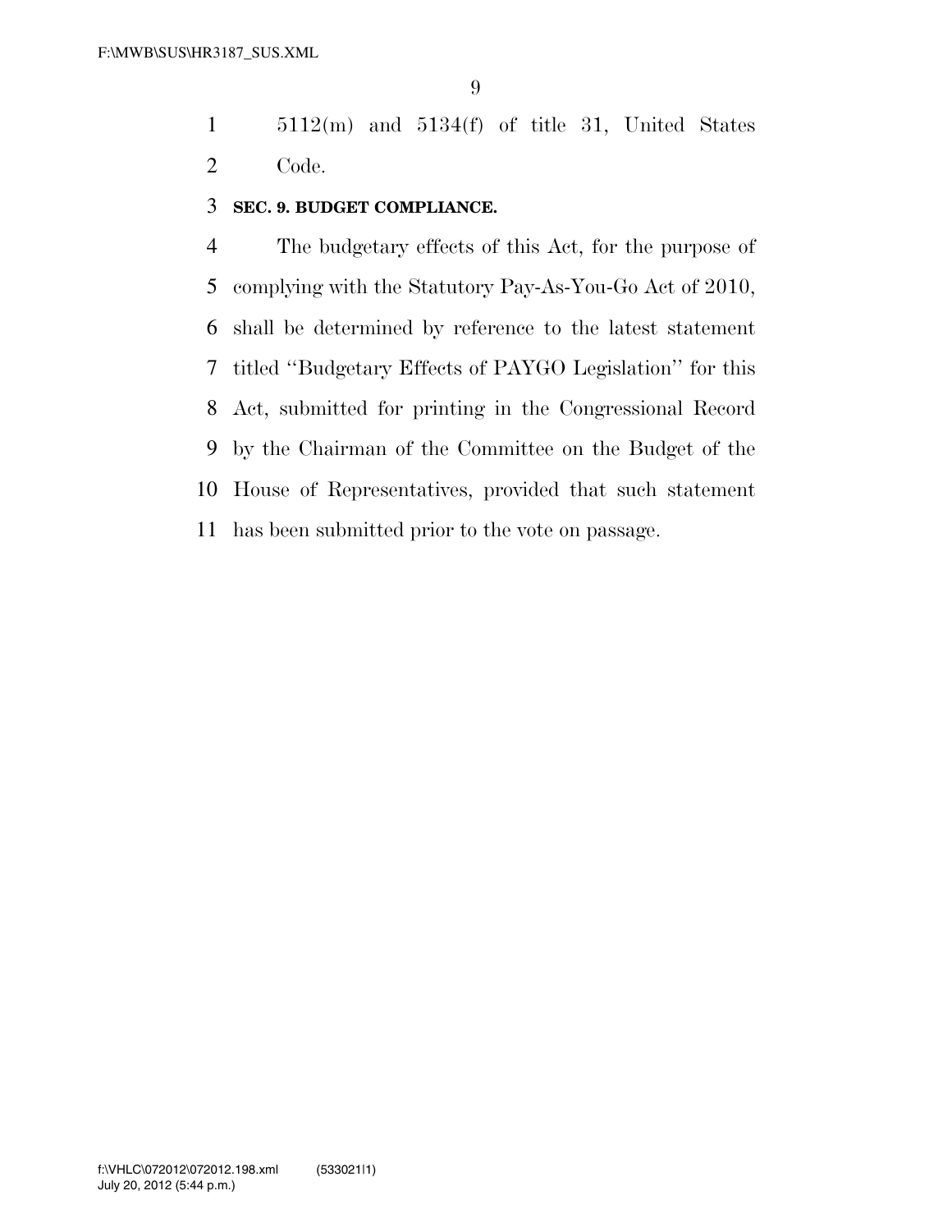5112(m) and 5134(f) of title 31, United States Code.

**SEC. 9. BUDGET COMPLIANCE.**

The budgetary effects of this Act, for the purpose of complying with the Statutory Pay-As-You-Go Act of 2010, shall be determined by reference to the latest statement titled "Budgetary Effects of PAYGO Legislation" for this Act, submitted for printing in the Congressional Record by the Chairman of the Committee on the Budget of the House of Representatives, provided that such statement has been submitted prior to the vote on passage.